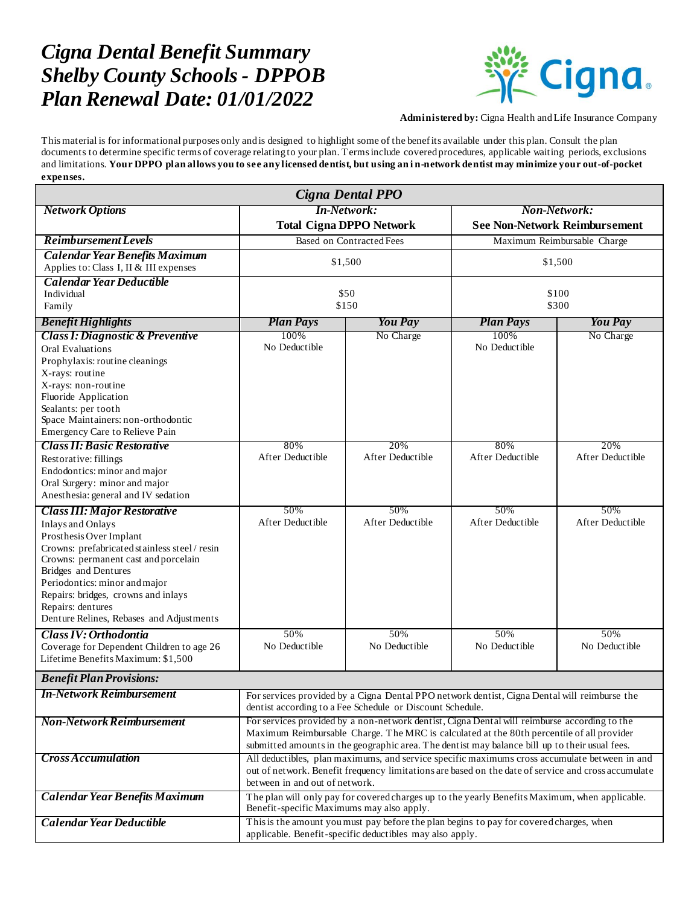# *Cigna Dental Benefit Summary*
# *Shelby County Schools - DPPOB*
# *Plan Renewal Date: 01/01/2022*

**Administered by:** Cigna Health and Life Insurance Company

This material is for informational purposes only and is designed to highlight some of the benefits available under this plan. Consult the plan documents to determine specific terms of coverage relating to your plan. Terms include covered procedures, applicable waiting periods, exclusions and limitations. **Your DPPO plan allows you to see any licensed dentist, but using an in-network dentist may minimize your out-of-pocket expenses.**

| *Cigna Dental PPO* | | | | |
|---|---|---|---|---|
| ***Network Options*** | ***In-Network:*** **Total Cigna DPPO Network** | | ***Non-Network:*** **See Non-Network Reimbursement** | |
| ***Reimbursement Levels*** | Based on Contracted Fees | | Maximum Reimbursable Charge | |
| ***Calendar Year Benefits Maximum*** Applies to: Class I, II & III expenses | $1,500 | | $1,500 | |
| ***Calendar Year Deductible*** Individual Family | $50 $150 | | $100 $300 | |
| ***Benefit Highlights*** | ***Plan Pays*** | ***You Pay*** | ***Plan Pays*** | ***You Pay*** |
| ***Class I: Diagnostic & Preventive*** Oral Evaluations, Prophylaxis: routine cleanings, X-rays: routine, X-rays: non-routine, Fluoride Application, Sealants: per tooth, Space Maintainers: non-orthodontic, Emergency Care to Relieve Pain | 100% No Deductible | No Charge | 100% No Deductible | No Charge |
| ***Class II: Basic Restorative*** Restorative: fillings, Endodontics: minor and major, Oral Surgery: minor and major, Anesthesia: general and IV sedation | 80% After Deductible | 20% After Deductible | 80% After Deductible | 20% After Deductible |
| ***Class III: Major Restorative*** Inlays and Onlays, Prosthesis Over Implant, Crowns: prefabricated stainless steel / resin, Crowns: permanent cast and porcelain, Bridges and Dentures, Periodontics: minor and major, Repairs: bridges, crowns and inlays, Repairs: dentures, Denture Relines, Rebases and Adjustments | 50% After Deductible | 50% After Deductible | 50% After Deductible | 50% After Deductible |
| ***Class IV: Orthodontia*** Coverage for Dependent Children to age 26, Lifetime Benefits Maximum: $1,500 | 50% No Deductible | 50% No Deductible | 50% No Deductible | 50% No Deductible |
| ***Benefit Plan Provisions:*** | | | | |
| ***In-Network Reimbursement*** | For services provided by a Cigna Dental PPO network dentist, Cigna Dental will reimburse the dentist according to a Fee Schedule or Discount Schedule. | | | |
| ***Non-Network Reimbursement*** | For services provided by a non-network dentist, Cigna Dental will reimburse according to the Maximum Reimbursable Charge. The MRC is calculated at the 80th percentile of all provider submitted amounts in the geographic area. The dentist may balance bill up to their usual fees. | | | |
| ***Cross Accumulation*** | All deductibles, plan maximums, and service specific maximums cross accumulate between in and out of network. Benefit frequency limitations are based on the date of service and cross accumulate between in and out of network. | | | |
| ***Calendar Year Benefits Maximum*** | The plan will only pay for covered charges up to the yearly Benefits Maximum, when applicable. Benefit-specific Maximums may also apply. | | | |
| ***Calendar Year Deductible*** | This is the amount you must pay before the plan begins to pay for covered charges, when applicable. Benefit-specific deductibles may also apply. | | | |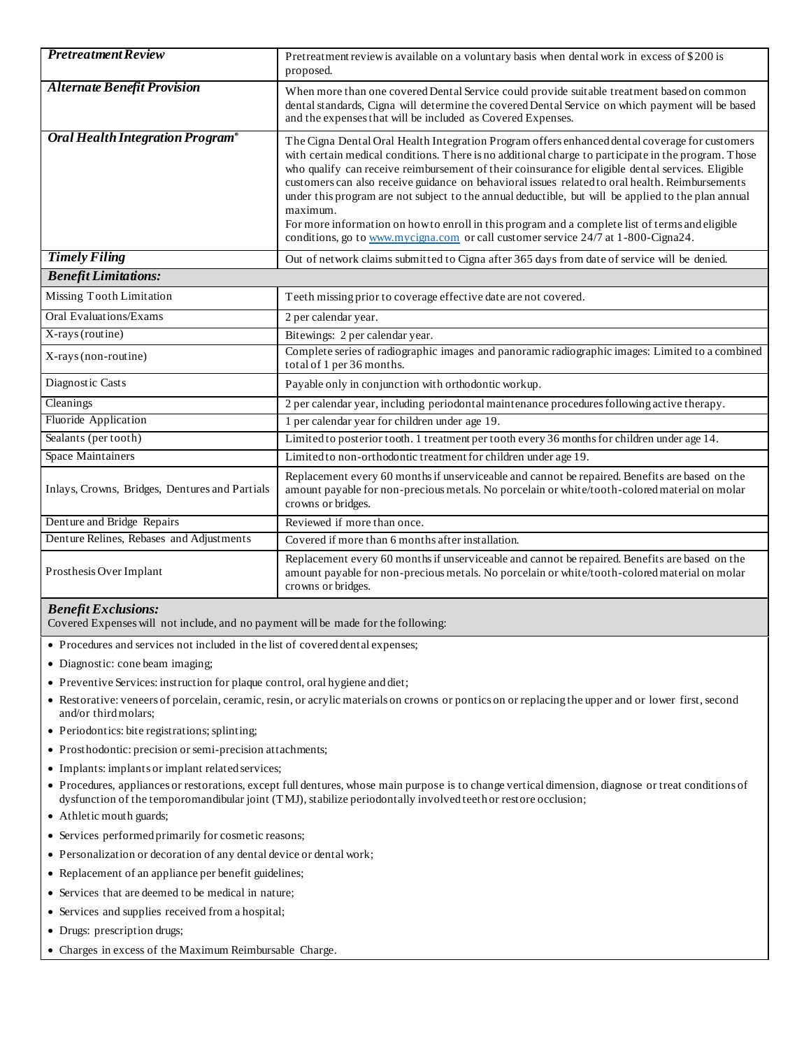| | |
|---|---|
| ***Pretreatment Review*** | Pretreatment review is available on a voluntary basis when dental work in excess of $200 is proposed. |
| ***Alternate Benefit Provision*** | When more than one covered Dental Service could provide suitable treatment based on common dental standards, Cigna will determine the covered Dental Service on which payment will be based and the expenses that will be included as Covered Expenses. |
| ***Oral Health Integration Program®*** | The Cigna Dental Oral Health Integration Program offers enhanced dental coverage for customers with certain medical conditions. There is no additional charge to participate in the program. Those who qualify can receive reimbursement of their coinsurance for eligible dental services. Eligible customers can also receive guidance on behavioral issues related to oral health. Reimbursements under this program are not subject to the annual deductible, but will be applied to the plan annual maximum.<br>For more information on how to enroll in this program and a complete list of terms and eligible conditions, go to [www.mycigna.com](http://www.mycigna.com) or call customer service 24/7 at 1-800-Cigna24. |
| ***Timely Filing*** | Out of network claims submitted to Cigna after 365 days from date of service will be denied. |
| ***Benefit Limitations:*** | |
| Missing Tooth Limitation | Teeth missing prior to coverage effective date are not covered. |
| Oral Evaluations/Exams | 2 per calendar year. |
| X-rays (routine) | Bitewings: 2 per calendar year. |
| X-rays (non-routine) | Complete series of radiographic images and panoramic radiographic images: Limited to a combined total of 1 per 36 months. |
| Diagnostic Casts | Payable only in conjunction with orthodontic workup. |
| Cleanings | 2 per calendar year, including periodontal maintenance procedures following active therapy. |
| Fluoride Application | 1 per calendar year for children under age 19. |
| Sealants (per tooth) | Limited to posterior tooth. 1 treatment per tooth every 36 months for children under age 14. |
| Space Maintainers | Limited to non-orthodontic treatment for children under age 19. |
| Inlays, Crowns, Bridges, Dentures and Partials | Replacement every 60 months if unserviceable and cannot be repaired. Benefits are based on the amount payable for non-precious metals. No porcelain or white/tooth-colored material on molar crowns or bridges. |
| Denture and Bridge Repairs | Reviewed if more than once. |
| Denture Relines, Rebases and Adjustments | Covered if more than 6 months after installation. |
| Prosthesis Over Implant | Replacement every 60 months if unserviceable and cannot be repaired. Benefits are based on the amount payable for non-precious metals. No porcelain or white/tooth-colored material on molar crowns or bridges. |

***Benefit Exclusions:***

Covered Expenses will not include, and no payment will be made for the following:

- Procedures and services not included in the list of covered dental expenses;
- Diagnostic: cone beam imaging;
- Preventive Services: instruction for plaque control, oral hygiene and diet;
- Restorative: veneers of porcelain, ceramic, resin, or acrylic materials on crowns or pontics on or replacing the upper and or lower first, second and/or third molars;
- Periodontics: bite registrations; splinting;
- Prosthodontic: precision or semi-precision attachments;
- Implants: implants or implant related services;
- Procedures, appliances or restorations, except full dentures, whose main purpose is to change vertical dimension, diagnose or treat conditions of dysfunction of the temporomandibular joint (TMJ), stabilize periodontally involved teeth or restore occlusion;
- Athletic mouth guards;
- Services performed primarily for cosmetic reasons;
- Personalization or decoration of any dental device or dental work;
- Replacement of an appliance per benefit guidelines;
- Services that are deemed to be medical in nature;
- Services and supplies received from a hospital;
- Drugs: prescription drugs;
- Charges in excess of the Maximum Reimbursable Charge.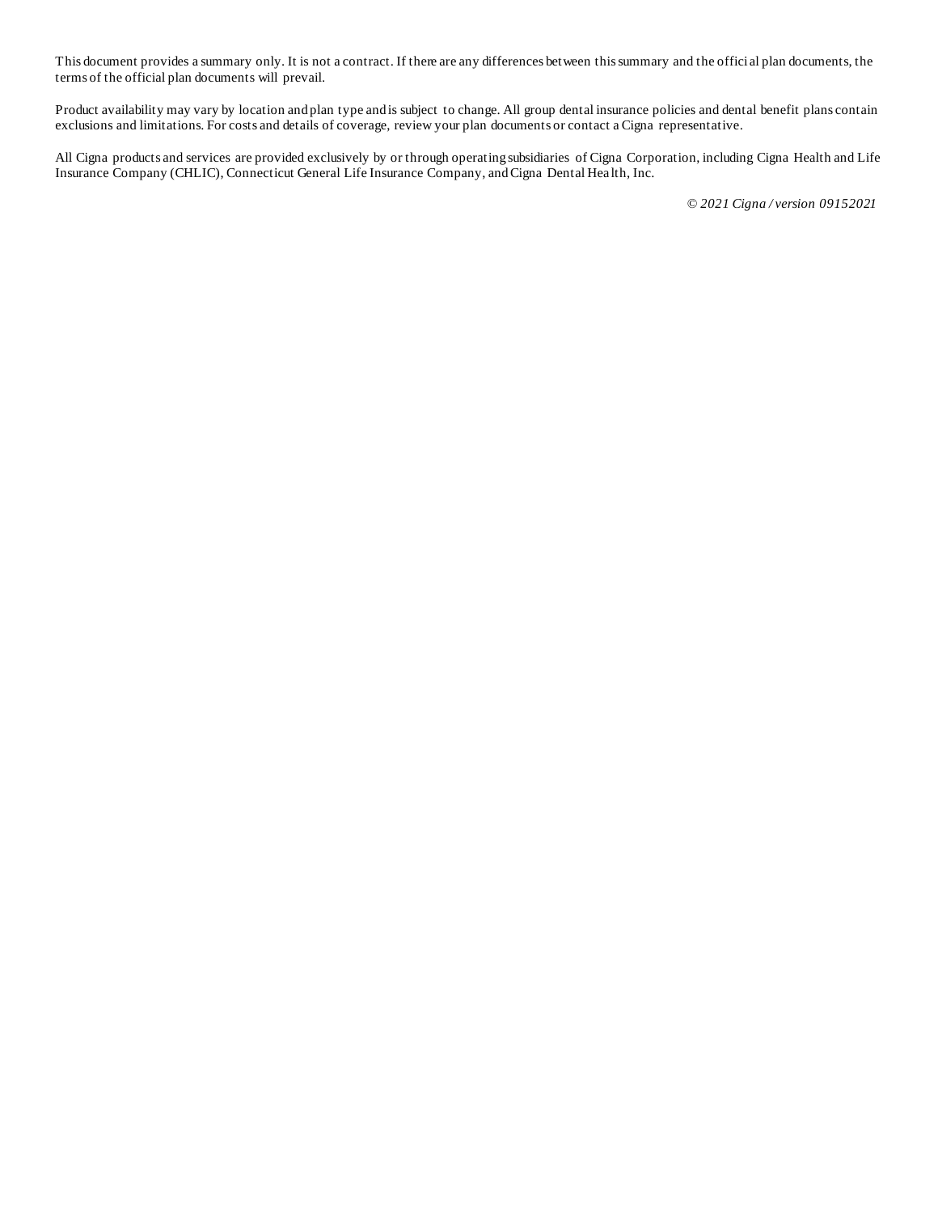This document provides a summary only. It is not a contract. If there are any differences between this summary and the official plan documents, the terms of the official plan documents will prevail.

Product availability may vary by location and plan type and is subject to change. All group dental insurance policies and dental benefit plans contain exclusions and limitations. For costs and details of coverage, review your plan documents or contact a Cigna representative.

All Cigna products and services are provided exclusively by or through operating subsidiaries of Cigna Corporation, including Cigna Health and Life Insurance Company (CHLIC), Connecticut General Life Insurance Company, and Cigna Dental Health, Inc.

*© 2021 Cigna / version 09152021*